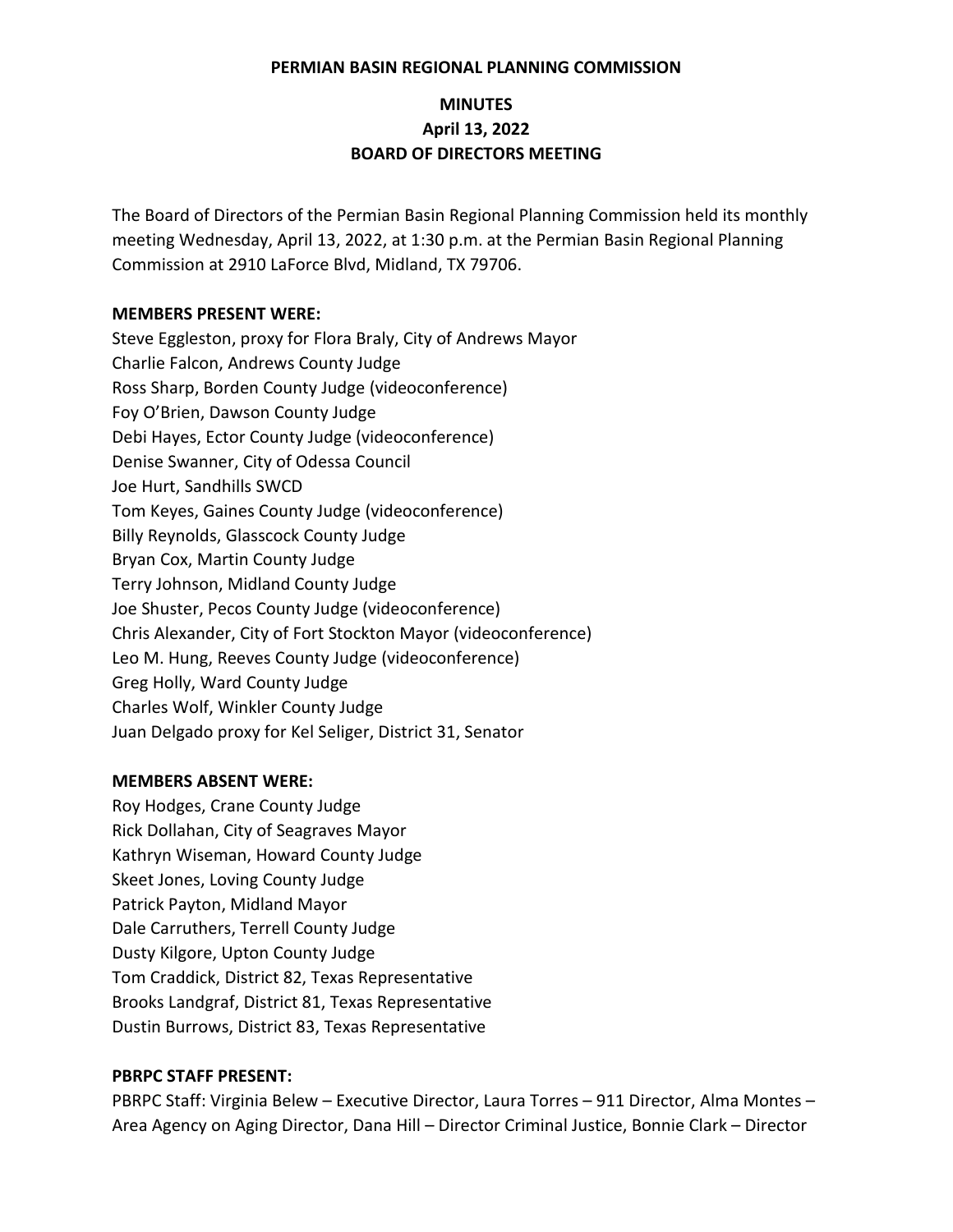**PERMIAN BASIN REGIONAL PLANNING COMMISSION**

# MINUTES
## April 13, 2022
## BOARD OF DIRECTORS MEETING

The Board of Directors of the Permian Basin Regional Planning Commission held its monthly meeting Wednesday, April 13, 2022, at 1:30 p.m. at the Permian Basin Regional Planning Commission at 2910 LaForce Blvd, Midland, TX 79706.

**MEMBERS PRESENT WERE:**

Steve Eggleston, proxy for Flora Braly, City of Andrews Mayor
Charlie Falcon, Andrews County Judge
Ross Sharp, Borden County Judge (videoconference)
Foy O'Brien, Dawson County Judge
Debi Hayes, Ector County Judge (videoconference)
Denise Swanner, City of Odessa Council
Joe Hurt, Sandhills SWCD
Tom Keyes, Gaines County Judge (videoconference)
Billy Reynolds, Glasscock County Judge
Bryan Cox, Martin County Judge
Terry Johnson, Midland County Judge
Joe Shuster, Pecos County Judge (videoconference)
Chris Alexander, City of Fort Stockton Mayor (videoconference)
Leo M. Hung, Reeves County Judge (videoconference)
Greg Holly, Ward County Judge
Charles Wolf, Winkler County Judge
Juan Delgado proxy for Kel Seliger, District 31, Senator

**MEMBERS ABSENT WERE:**

Roy Hodges, Crane County Judge
Rick Dollahan, City of Seagraves Mayor
Kathryn Wiseman, Howard County Judge
Skeet Jones, Loving County Judge
Patrick Payton, Midland Mayor
Dale Carruthers, Terrell County Judge
Dusty Kilgore, Upton County Judge
Tom Craddick, District 82, Texas Representative
Brooks Landgraf, District 81, Texas Representative
Dustin Burrows, District 83, Texas Representative

**PBRPC STAFF PRESENT:**

PBRPC Staff: Virginia Belew – Executive Director, Laura Torres – 911 Director, Alma Montes – Area Agency on Aging Director, Dana Hill – Director Criminal Justice, Bonnie Clark – Director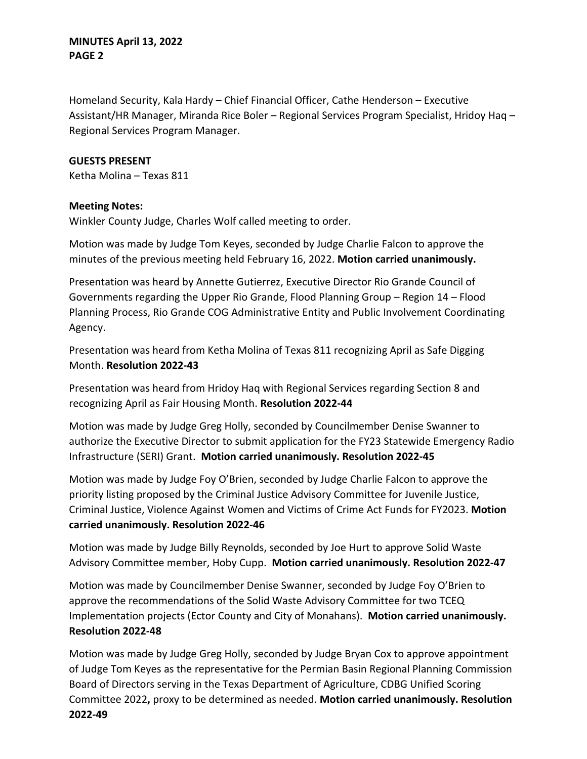Homeland Security, Kala Hardy – Chief Financial Officer, Cathe Henderson – Executive Assistant/HR Manager, Miranda Rice Boler – Regional Services Program Specialist, Hridoy Haq – Regional Services Program Manager.

**GUESTS PRESENT**

Ketha Molina – Texas 811

**Meeting Notes:**

Winkler County Judge, Charles Wolf called meeting to order.

Motion was made by Judge Tom Keyes, seconded by Judge Charlie Falcon to approve the minutes of the previous meeting held February 16, 2022. **Motion carried unanimously.**

Presentation was heard by Annette Gutierrez, Executive Director Rio Grande Council of Governments regarding the Upper Rio Grande, Flood Planning Group – Region 14 – Flood Planning Process, Rio Grande COG Administrative Entity and Public Involvement Coordinating Agency.

Presentation was heard from Ketha Molina of Texas 811 recognizing April as Safe Digging Month. **Resolution 2022-43**

Presentation was heard from Hridoy Haq with Regional Services regarding Section 8 and recognizing April as Fair Housing Month. **Resolution 2022-44**

Motion was made by Judge Greg Holly, seconded by Councilmember Denise Swanner to authorize the Executive Director to submit application for the FY23 Statewide Emergency Radio Infrastructure (SERI) Grant. **Motion carried unanimously. Resolution 2022-45**

Motion was made by Judge Foy O'Brien, seconded by Judge Charlie Falcon to approve the priority listing proposed by the Criminal Justice Advisory Committee for Juvenile Justice, Criminal Justice, Violence Against Women and Victims of Crime Act Funds for FY2023. **Motion carried unanimously. Resolution 2022-46**

Motion was made by Judge Billy Reynolds, seconded by Joe Hurt to approve Solid Waste Advisory Committee member, Hoby Cupp. **Motion carried unanimously. Resolution 2022-47**

Motion was made by Councilmember Denise Swanner, seconded by Judge Foy O'Brien to approve the recommendations of the Solid Waste Advisory Committee for two TCEQ Implementation projects (Ector County and City of Monahans). **Motion carried unanimously. Resolution 2022-48**

Motion was made by Judge Greg Holly, seconded by Judge Bryan Cox to approve appointment of Judge Tom Keyes as the representative for the Permian Basin Regional Planning Commission Board of Directors serving in the Texas Department of Agriculture, CDBG Unified Scoring Committee 2022**,** proxy to be determined as needed. **Motion carried unanimously. Resolution 2022-49**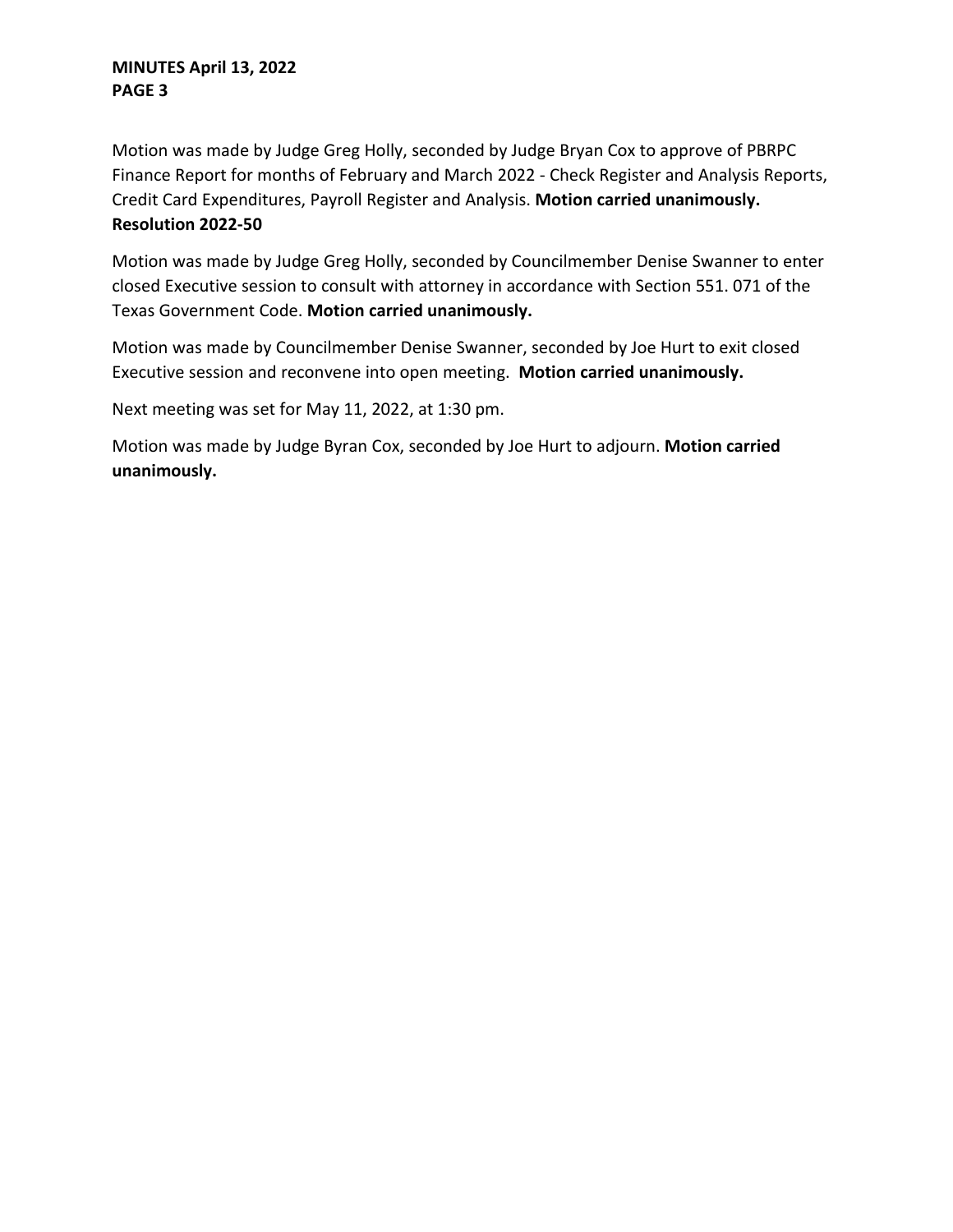Motion was made by Judge Greg Holly, seconded by Judge Bryan Cox to approve of PBRPC Finance Report for months of February and March 2022 - Check Register and Analysis Reports, Credit Card Expenditures, Payroll Register and Analysis. **Motion carried unanimously. Resolution 2022-50**

Motion was made by Judge Greg Holly, seconded by Councilmember Denise Swanner to enter closed Executive session to consult with attorney in accordance with Section 551. 071 of the Texas Government Code. **Motion carried unanimously.**

Motion was made by Councilmember Denise Swanner, seconded by Joe Hurt to exit closed Executive session and reconvene into open meeting. **Motion carried unanimously.**

Next meeting was set for May 11, 2022, at 1:30 pm.

Motion was made by Judge Byran Cox, seconded by Joe Hurt to adjourn. **Motion carried unanimously.**